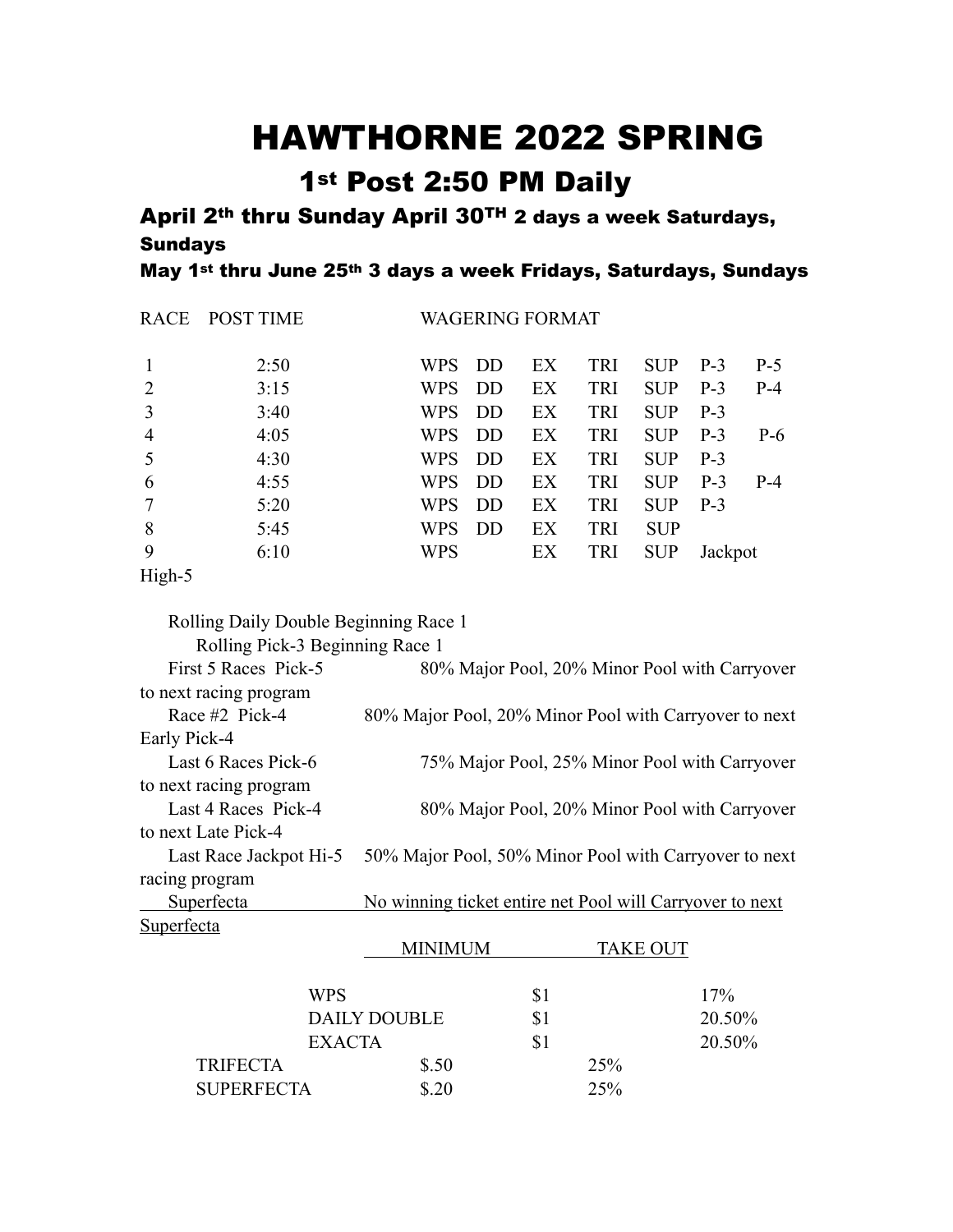# HAWTHORNE 2022 SPRING

## 1st Post 2:50 PM Daily

### April 2th thru Sunday April 30TH 2 days a week Saturdays, Sundays

### May 1st thru June 25th 3 days a week Fridays, Saturdays, Sundays

| RACE | POST TIME | WAGERING FORMAT | | | | | | |
|---|---|---|---|---|---|---|---|---|
| 1 | 2:50 | WPS | DD | EX | TRI | SUP | P-3 | P-5 |
| 2 | 3:15 | WPS | DD | EX | TRI | SUP | P-3 | P-4 |
| 3 | 3:40 | WPS | DD | EX | TRI | SUP | P-3 | |
| 4 | 4:05 | WPS | DD | EX | TRI | SUP | P-3 | P-6 |
| 5 | 4:30 | WPS | DD | EX | TRI | SUP | P-3 | |
| 6 | 4:55 | WPS | DD | EX | TRI | SUP | P-3 | P-4 |
| 7 | 5:20 | WPS | DD | EX | TRI | SUP | P-3 | |
| 8 | 5:45 | WPS | DD | EX | TRI | SUP | | |
| 9 | 6:10 | WPS | | EX | TRI | SUP | Jackpot High-5 | |

Rolling Daily Double Beginning Race 1

Rolling Pick-3 Beginning Race 1

First 5 Races Pick-5 — 80% Major Pool, 20% Minor Pool with Carryover to next racing program

Race #2 Pick-4 — 80% Major Pool, 20% Minor Pool with Carryover to next Early Pick-4

Last 6 Races Pick-6 — 75% Major Pool, 25% Minor Pool with Carryover to next racing program

Last 4 Races Pick-4 — 80% Major Pool, 20% Minor Pool with Carryover to next Late Pick-4

Last Race Jackpot Hi-5 — 50% Major Pool, 50% Minor Pool with Carryover to next racing program

Superfecta — No winning ticket entire net Pool will Carryover to next Superfecta

| | MINIMUM | TAKE OUT |
|---|---|---|
| WPS | $1 | 17% |
| DAILY DOUBLE | $1 | 20.50% |
| EXACTA | $1 | 20.50% |
| TRIFECTA | $.50 | 25% |
| SUPERFECTA | $.20 | 25% |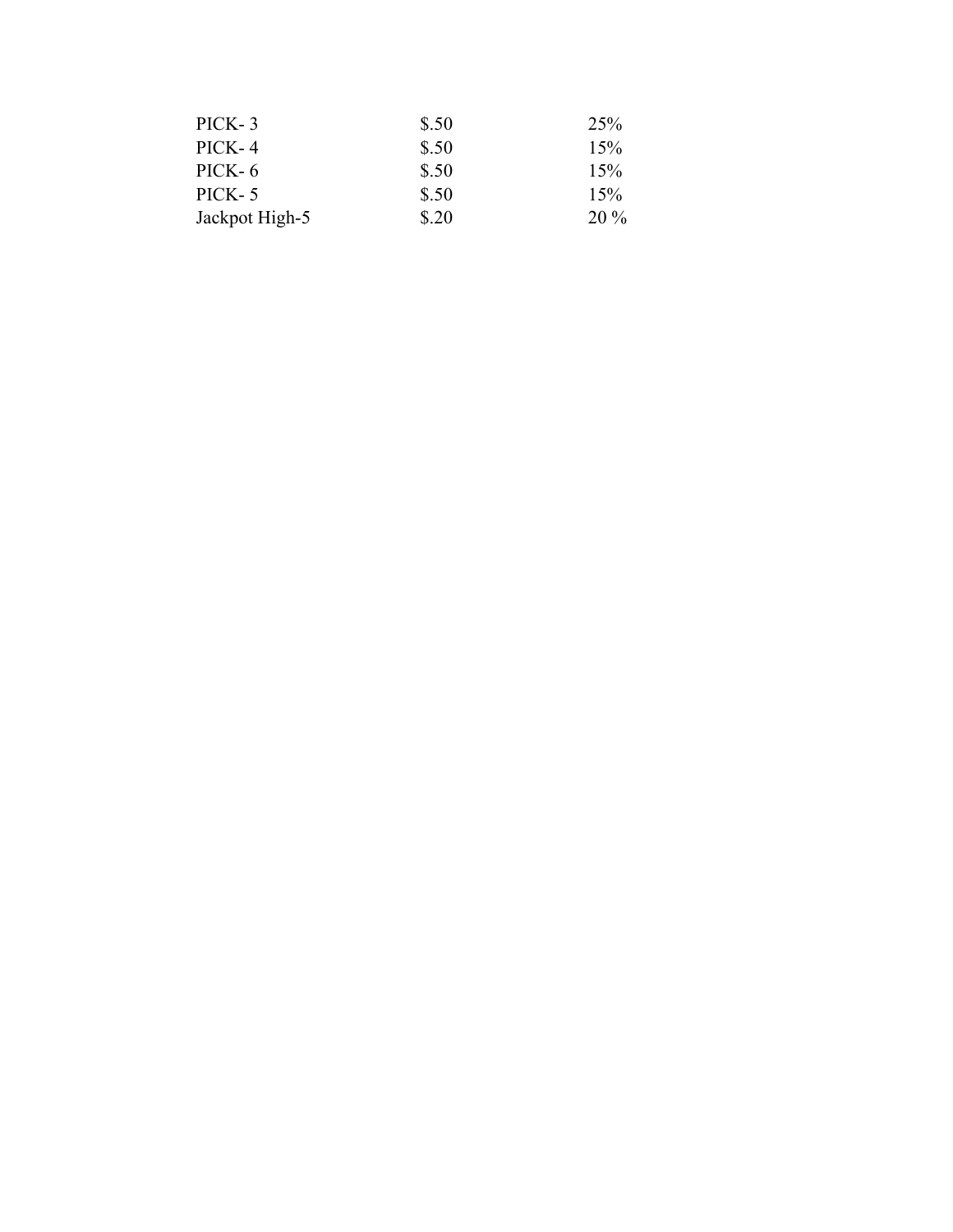| | | |
|---|---|---|
| PICK- 3 | \$.50 | 25% |
| PICK- 4 | \$.50 | 15% |
| PICK- 6 | \$.50 | 15% |
| PICK- 5 | \$.50 | 15% |
| Jackpot High-5 | \$.20 | 20 % |